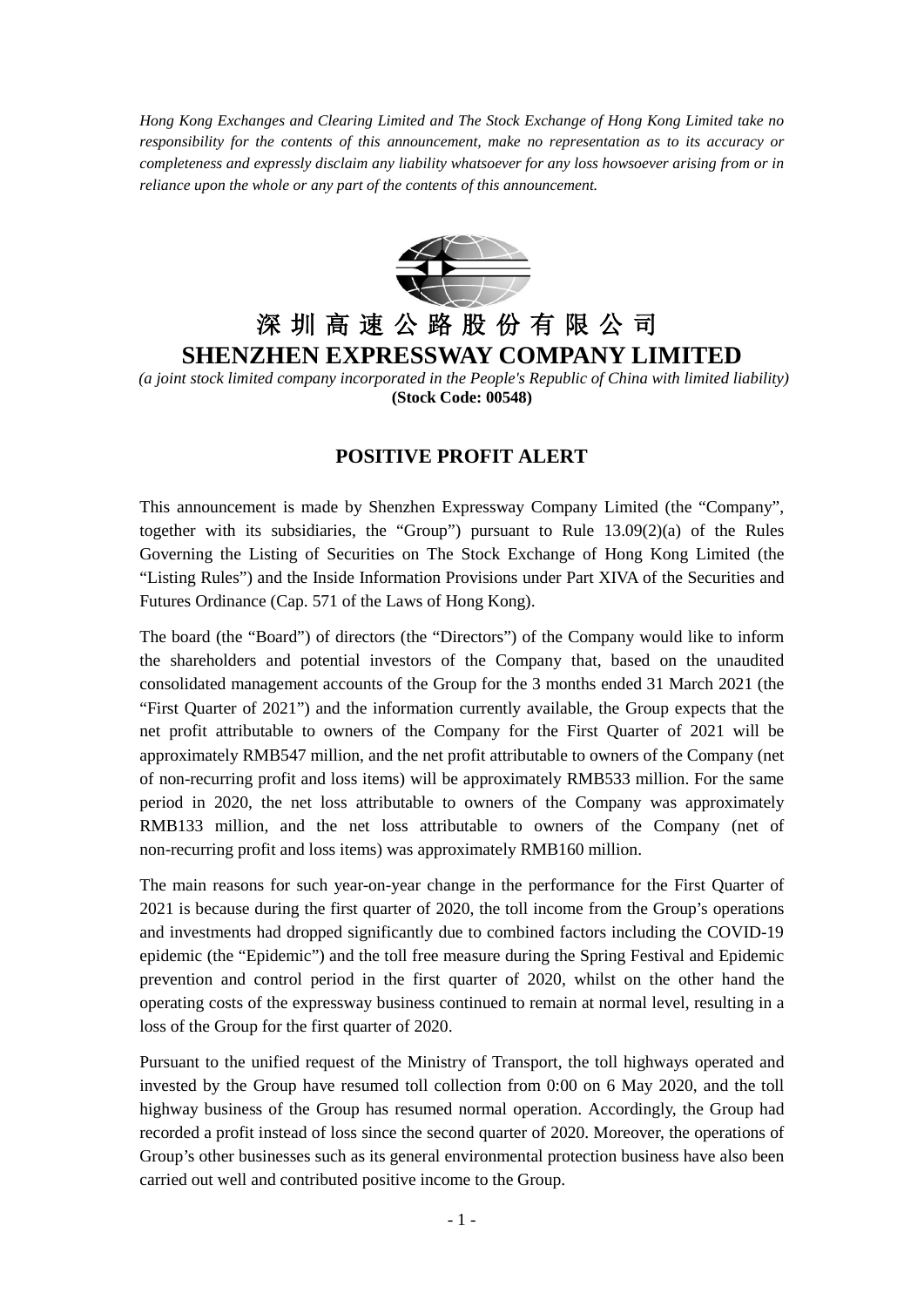*Hong Kong Exchanges and Clearing Limited and The Stock Exchange of Hong Kong Limited take no responsibility for the contents of this announcement, make no representation as to its accuracy or completeness and expressly disclaim any liability whatsoever for any loss howsoever arising from or in reliance upon the whole or any part of the contents of this announcement.*

# 深 圳 高 速 公 路 股 份 有 限 公 司
# SHENZHEN EXPRESSWAY COMPANY LIMITED

*(a joint stock limited company incorporated in the People's Republic of China with limited liability)*
**(Stock Code: 00548)**

## POSITIVE PROFIT ALERT

This announcement is made by Shenzhen Expressway Company Limited (the "Company", together with its subsidiaries, the "Group") pursuant to Rule 13.09(2)(a) of the Rules Governing the Listing of Securities on The Stock Exchange of Hong Kong Limited (the "Listing Rules") and the Inside Information Provisions under Part XIVA of the Securities and Futures Ordinance (Cap. 571 of the Laws of Hong Kong).

The board (the "Board") of directors (the "Directors") of the Company would like to inform the shareholders and potential investors of the Company that, based on the unaudited consolidated management accounts of the Group for the 3 months ended 31 March 2021 (the "First Quarter of 2021") and the information currently available, the Group expects that the net profit attributable to owners of the Company for the First Quarter of 2021 will be approximately RMB547 million, and the net profit attributable to owners of the Company (net of non-recurring profit and loss items) will be approximately RMB533 million. For the same period in 2020, the net loss attributable to owners of the Company was approximately RMB133 million, and the net loss attributable to owners of the Company (net of non-recurring profit and loss items) was approximately RMB160 million.

The main reasons for such year-on-year change in the performance for the First Quarter of 2021 is because during the first quarter of 2020, the toll income from the Group's operations and investments had dropped significantly due to combined factors including the COVID-19 epidemic (the "Epidemic") and the toll free measure during the Spring Festival and Epidemic prevention and control period in the first quarter of 2020, whilst on the other hand the operating costs of the expressway business continued to remain at normal level, resulting in a loss of the Group for the first quarter of 2020.

Pursuant to the unified request of the Ministry of Transport, the toll highways operated and invested by the Group have resumed toll collection from 0:00 on 6 May 2020, and the toll highway business of the Group has resumed normal operation. Accordingly, the Group had recorded a profit instead of loss since the second quarter of 2020. Moreover, the operations of Group's other businesses such as its general environmental protection business have also been carried out well and contributed positive income to the Group.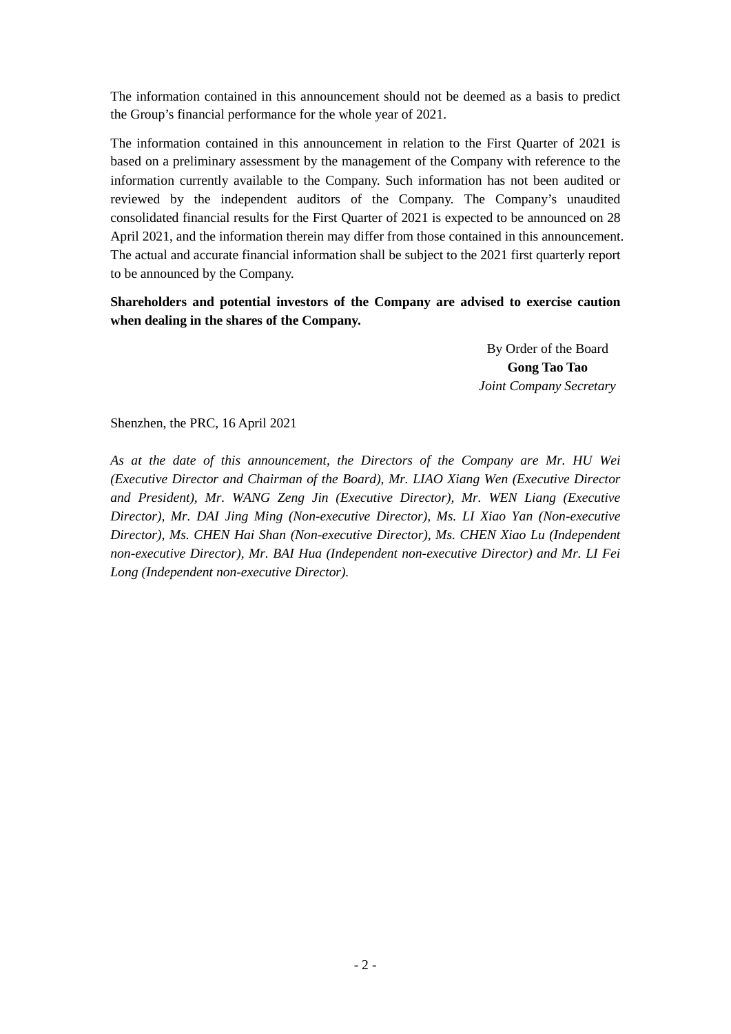The information contained in this announcement should not be deemed as a basis to predict the Group's financial performance for the whole year of 2021.

The information contained in this announcement in relation to the First Quarter of 2021 is based on a preliminary assessment by the management of the Company with reference to the information currently available to the Company. Such information has not been audited or reviewed by the independent auditors of the Company. The Company's unaudited consolidated financial results for the First Quarter of 2021 is expected to be announced on 28 April 2021, and the information therein may differ from those contained in this announcement. The actual and accurate financial information shall be subject to the 2021 first quarterly report to be announced by the Company.

**Shareholders and potential investors of the Company are advised to exercise caution when dealing in the shares of the Company.**

By Order of the Board
**Gong Tao Tao**
*Joint Company Secretary*

Shenzhen, the PRC, 16 April 2021

*As at the date of this announcement, the Directors of the Company are Mr. HU Wei (Executive Director and Chairman of the Board), Mr. LIAO Xiang Wen (Executive Director and President), Mr. WANG Zeng Jin (Executive Director), Mr. WEN Liang (Executive Director), Mr. DAI Jing Ming (Non-executive Director), Ms. LI Xiao Yan (Non-executive Director), Ms. CHEN Hai Shan (Non-executive Director), Ms. CHEN Xiao Lu (Independent non-executive Director), Mr. BAI Hua (Independent non-executive Director) and Mr. LI Fei Long (Independent non-executive Director).*